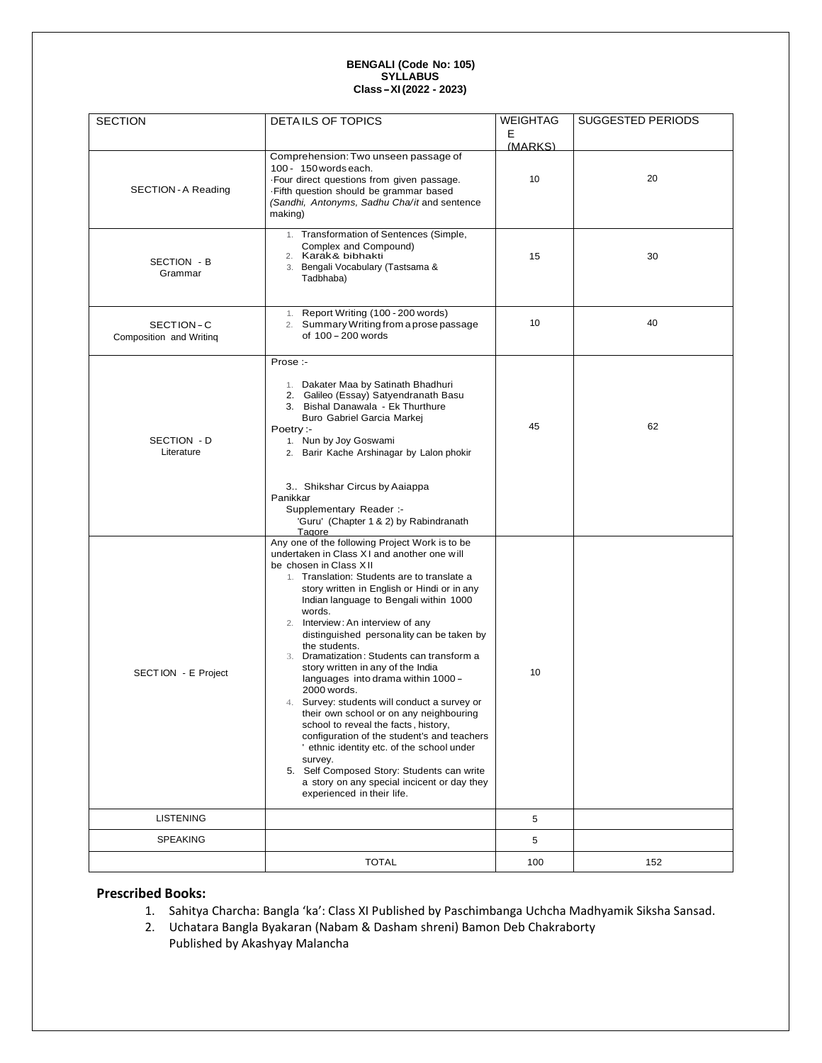**BENGALI (Code No: 105)**
**SYLLABUS**
**Class – XI (2022 - 2023)**

| SECTION | DETAILS OF TOPICS | WEIGHTAGE (MARKS) | SUGGESTED PERIODS |
|---|---|---|---|
| SECTION - A Reading | Comprehension: Two unseen passage of 100 - 150 words each.<br>·Four direct questions from given passage.<br>·Fifth question should be grammar based *(Sandhi, Antonyms, Sadhu Cha/it* and sentence making) | 10 | 20 |
| SECTION - B Grammar | 1. Transformation of Sentences (Simple, Complex and Compound)<br>2. Karak & bibhakti<br>3. Bengali Vocabulary (Tastsama & Tadbhaba) | 15 | 30 |
| SECTION – C Composition and Writing | 1. Report Writing (100 - 200 words)<br>2. Summary Writing from a prose passage of 100 – 200 words | 10 | 40 |
| SECTION - D Literature | Prose :-<br>1. Dakater Maa by Satinath Bhadhuri<br>2. Galileo (Essay) Satyendranath Basu<br>3. Bishal Danawala - Ek Thurthure Buro Gabriel Garcia Markej<br>Poetry :-<br>1. Nun by Joy Goswami<br>2. Barir Kache Arshinagar by Lalon phokir<br>3.. Shikshar Circus by Aaiappa Panikkar<br>Supplementary Reader :-<br>'Guru' (Chapter 1 & 2) by Rabindranath Tagore | 45 | 62 |
| SECTION - E Project | Any one of the following Project Work is to be undertaken in Class XI and another one will be chosen in Class XII<br>1. Translation: Students are to translate a story written in English or Hindi or in any Indian language to Bengali within 1000 words.<br>2. Interview: An interview of any distinguished personality can be taken by the students.<br>3. Dramatization: Students can transform a story written in any of the India languages into drama within 1000 – 2000 words.<br>4. Survey: students will conduct a survey or their own school or on any neighbouring school to reveal the facts, history, configuration of the student's and teachers ' ethnic identity etc. of the school under survey.<br>5. Self Composed Story: Students can write a story on any special incicent or day they experienced in their life. | 10 | |
| LISTENING | | 5 | |
| SPEAKING | | 5 | |
| | TOTAL | 100 | 152 |

**Prescribed Books:**

1. Sahitya Charcha: Bangla 'ka': Class XI Published by Paschimbanga Uchcha Madhyamik Siksha Sansad.
2. Uchatara Bangla Byakaran (Nabam & Dasham shreni) Bamon Deb Chakraborty
   Published by Akashyay Malancha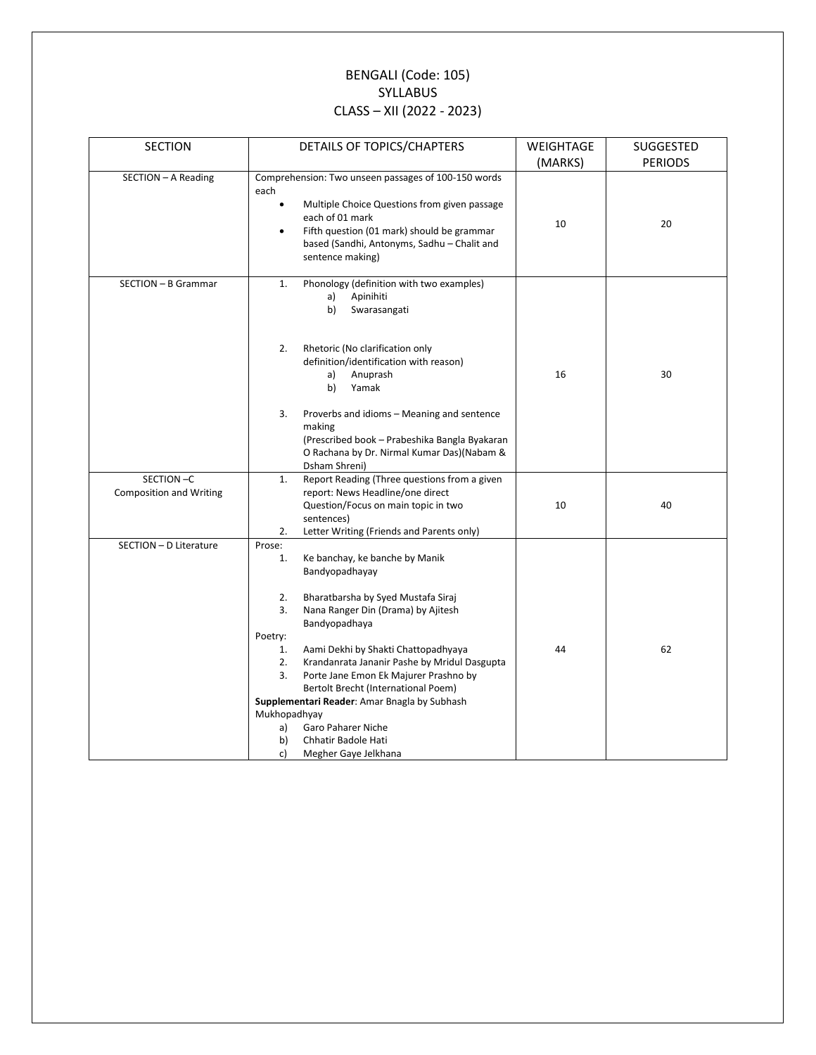# BENGALI (Code: 105)
## SYLLABUS
## CLASS – XII (2022 - 2023)

| SECTION | DETAILS OF TOPICS/CHAPTERS | WEIGHTAGE (MARKS) | SUGGESTED PERIODS |
|---|---|---|---|
| SECTION – A Reading | Comprehension: Two unseen passages of 100-150 words each<br>• Multiple Choice Questions from given passage each of 01 mark<br>• Fifth question (01 mark) should be grammar based (Sandhi, Antonyms, Sadhu – Chalit and sentence making) | 10 | 20 |
| SECTION – B Grammar | 1. Phonology (definition with two examples)<br>a) Apinihiti<br>b) Swarasangati<br><br>2. Rhetoric (No clarification only definition/identification with reason)<br>a) Anuprash<br>b) Yamak<br><br>3. Proverbs and idioms – Meaning and sentence making<br>(Prescribed book – Prabeshika Bangla Byakaran O Rachana by Dr. Nirmal Kumar Das)(Nabam & Dsham Shreni) | 16 | 30 |
| SECTION –C Composition and Writing | 1. Report Reading (Three questions from a given report: News Headline/one direct Question/Focus on main topic in two sentences)<br>2. Letter Writing (Friends and Parents only) | 10 | 40 |
| SECTION – D Literature | Prose:<br>1. Ke banchay, ke banche by Manik Bandyopadhayay<br>2. Bharatbarsha by Syed Mustafa Siraj<br>3. Nana Ranger Din (Drama) by Ajitesh Bandyopadhaya<br>Poetry:<br>1. Aami Dekhi by Shakti Chattopadhyaya<br>2. Krandanrata Jananir Pashe by Mridul Dasgupta<br>3. Porte Jane Emon Ek Majurer Prashno by Bertolt Brecht (International Poem)<br>**Supplementari Reader**: Amar Bnagla by Subhash Mukhopadhyay<br>a) Garo Paharer Niche<br>b) Chhatir Badole Hati<br>c) Megher Gaye Jelkhana | 44 | 62 |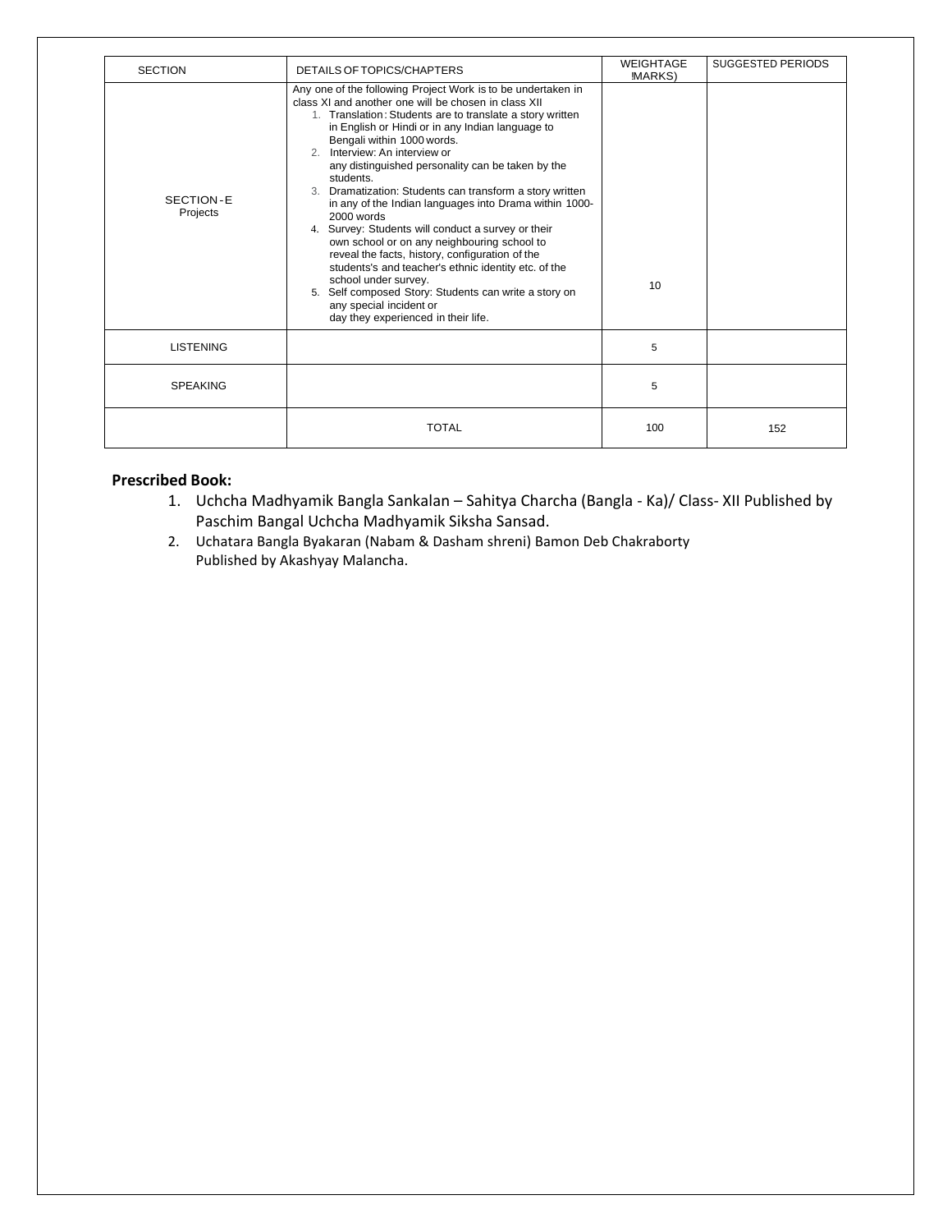| SECTION | DETAILS OF TOPICS/CHAPTERS | WEIGHTAGE !MARKS) | SUGGESTED PERIODS |
|---|---|---|---|
| SECTION-E Projects | Any one of the following Project Work is to be undertaken in class XI and another one will be chosen in class XII<br>1. Translation: Students are to translate a story written in English or Hindi or in any Indian language to Bengali within 1000 words.<br>2. Interview: An interview or any distinguished personality can be taken by the students.<br>3. Dramatization: Students can transform a story written in any of the Indian languages into Drama within 1000-2000 words<br>4. Survey: Students will conduct a survey or their own school or on any neighbouring school to reveal the facts, history, configuration of the students's and teacher's ethnic identity etc. of the school under survey.<br>5. Self composed Story: Students can write a story on any special incident or day they experienced in their life. | 10 | |
| LISTENING | | 5 | |
| SPEAKING | | 5 | |
| | TOTAL | 100 | 152 |

**Prescribed Book:**

1. Uchcha Madhyamik Bangla Sankalan – Sahitya Charcha (Bangla - Ka)/ Class- XII Published by Paschim Bangal Uchcha Madhyamik Siksha Sansad.
2. Uchatara Bangla Byakaran (Nabam & Dasham shreni) Bamon Deb Chakraborty Published by Akashyay Malancha.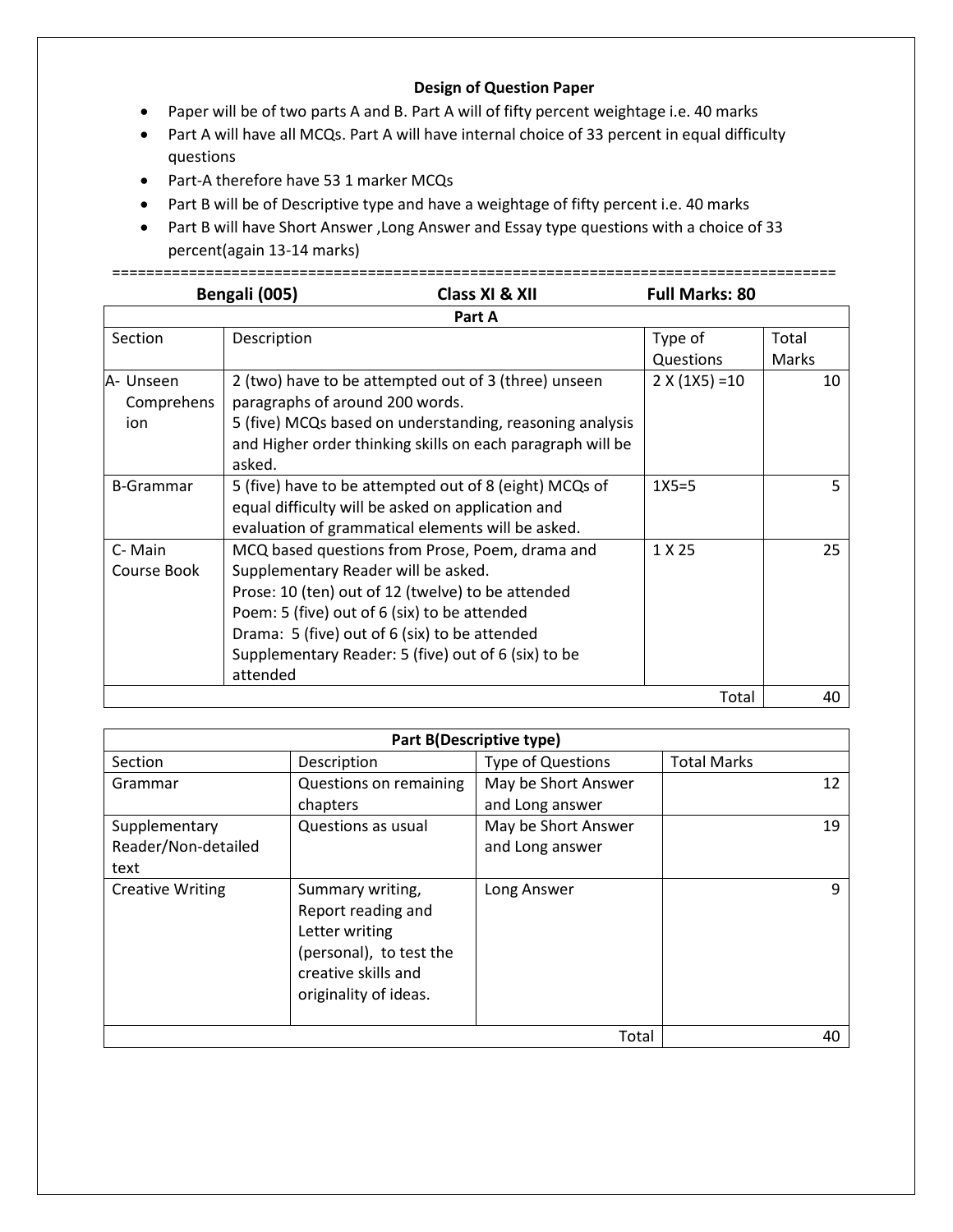**Design of Question Paper**

- Paper will be of two parts A and B. Part A will of fifty percent weightage i.e. 40 marks
- Part A will have all MCQs. Part A will have internal choice of 33 percent in equal difficulty questions
- Part-A therefore have 53 1 marker MCQs
- Part B will be of Descriptive type and have a weightage of fifty percent i.e. 40 marks
- Part B will have Short Answer ,Long Answer and Essay type questions with a choice of 33 percent(again 13-14 marks)

=====================================================================================

**Bengali (005) Class XI & XII Full Marks: 80**

| Part A | | | |
|---|---|---|---|
| Section | Description | Type of Questions | Total Marks |
| A- Unseen Comprehension | 2 (two) have to be attempted out of 3 (three) unseen paragraphs of around 200 words.<br>5 (five) MCQs based on understanding, reasoning analysis and Higher order thinking skills on each paragraph will be asked. | 2 X (1X5) =10 | 10 |
| B-Grammar | 5 (five) have to be attempted out of 8 (eight) MCQs of equal difficulty will be asked on application and evaluation of grammatical elements will be asked. | 1X5=5 | 5 |
| C- Main Course Book | MCQ based questions from Prose, Poem, drama and Supplementary Reader will be asked.<br>Prose: 10 (ten) out of 12 (twelve) to be attended<br>Poem: 5 (five) out of 6 (six) to be attended<br>Drama: 5 (five) out of 6 (six) to be attended<br>Supplementary Reader: 5 (five) out of 6 (six) to be attended | 1 X 25 | 25 |
| | | Total | 40 |

| Part B(Descriptive type) | | | |
|---|---|---|---|
| Section | Description | Type of Questions | Total Marks |
| Grammar | Questions on remaining chapters | May be Short Answer and Long answer | 12 |
| Supplementary Reader/Non-detailed text | Questions as usual | May be Short Answer and Long answer | 19 |
| Creative Writing | Summary writing, Report reading and Letter writing (personal), to test the creative skills and originality of ideas. | Long Answer | 9 |
| | | Total | 40 |